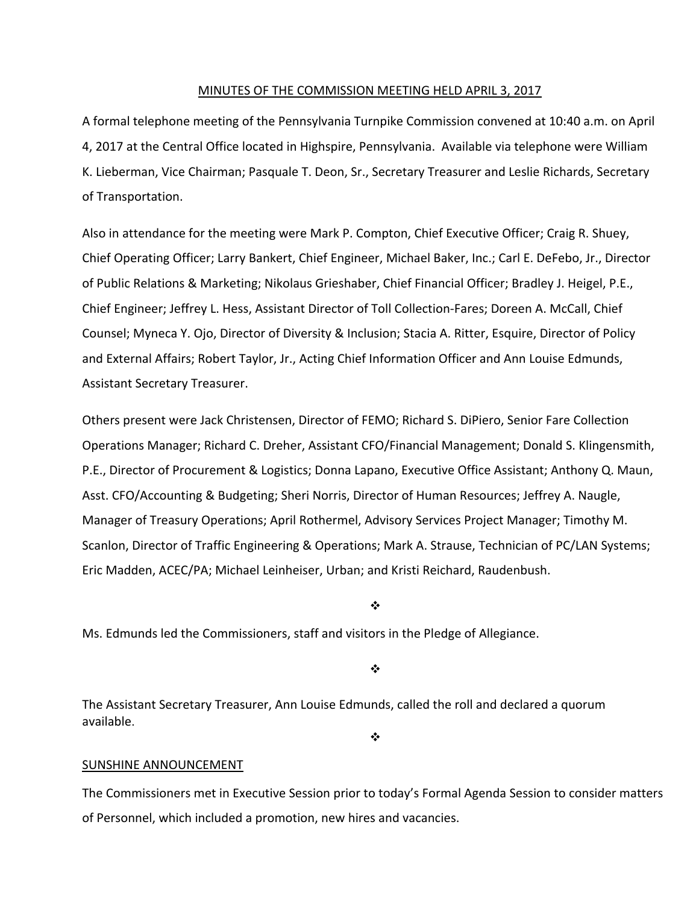MINUTES OF THE COMMISSION MEETING HELD APRIL 3, 2017

A formal telephone meeting of the Pennsylvania Turnpike Commission convened at 10:40 a.m. on April 4, 2017 at the Central Office located in Highspire, Pennsylvania. Available via telephone were William K. Lieberman, Vice Chairman; Pasquale T. Deon, Sr., Secretary Treasurer and Leslie Richards, Secretary of Transportation.

Also in attendance for the meeting were Mark P. Compton, Chief Executive Officer; Craig R. Shuey, Chief Operating Officer; Larry Bankert, Chief Engineer, Michael Baker, Inc.; Carl E. DeFebo, Jr., Director of Public Relations & Marketing; Nikolaus Grieshaber, Chief Financial Officer; Bradley J. Heigel, P.E., Chief Engineer; Jeffrey L. Hess, Assistant Director of Toll Collection-Fares; Doreen A. McCall, Chief Counsel; Myneca Y. Ojo, Director of Diversity & Inclusion; Stacia A. Ritter, Esquire, Director of Policy and External Affairs; Robert Taylor, Jr., Acting Chief Information Officer and Ann Louise Edmunds, Assistant Secretary Treasurer.

Others present were Jack Christensen, Director of FEMO; Richard S. DiPiero, Senior Fare Collection Operations Manager; Richard C. Dreher, Assistant CFO/Financial Management; Donald S. Klingensmith, P.E., Director of Procurement & Logistics; Donna Lapano, Executive Office Assistant; Anthony Q. Maun, Asst. CFO/Accounting & Budgeting; Sheri Norris, Director of Human Resources; Jeffrey A. Naugle, Manager of Treasury Operations; April Rothermel, Advisory Services Project Manager; Timothy M. Scanlon, Director of Traffic Engineering & Operations; Mark A. Strause, Technician of PC/LAN Systems; Eric Madden, ACEC/PA; Michael Leinheiser, Urban; and Kristi Reichard, Raudenbush.

❖

Ms. Edmunds led the Commissioners, staff and visitors in the Pledge of Allegiance.

❖

The Assistant Secretary Treasurer, Ann Louise Edmunds, called the roll and declared a quorum available.

❖

SUNSHINE ANNOUNCEMENT

The Commissioners met in Executive Session prior to today's Formal Agenda Session to consider matters of Personnel, which included a promotion, new hires and vacancies.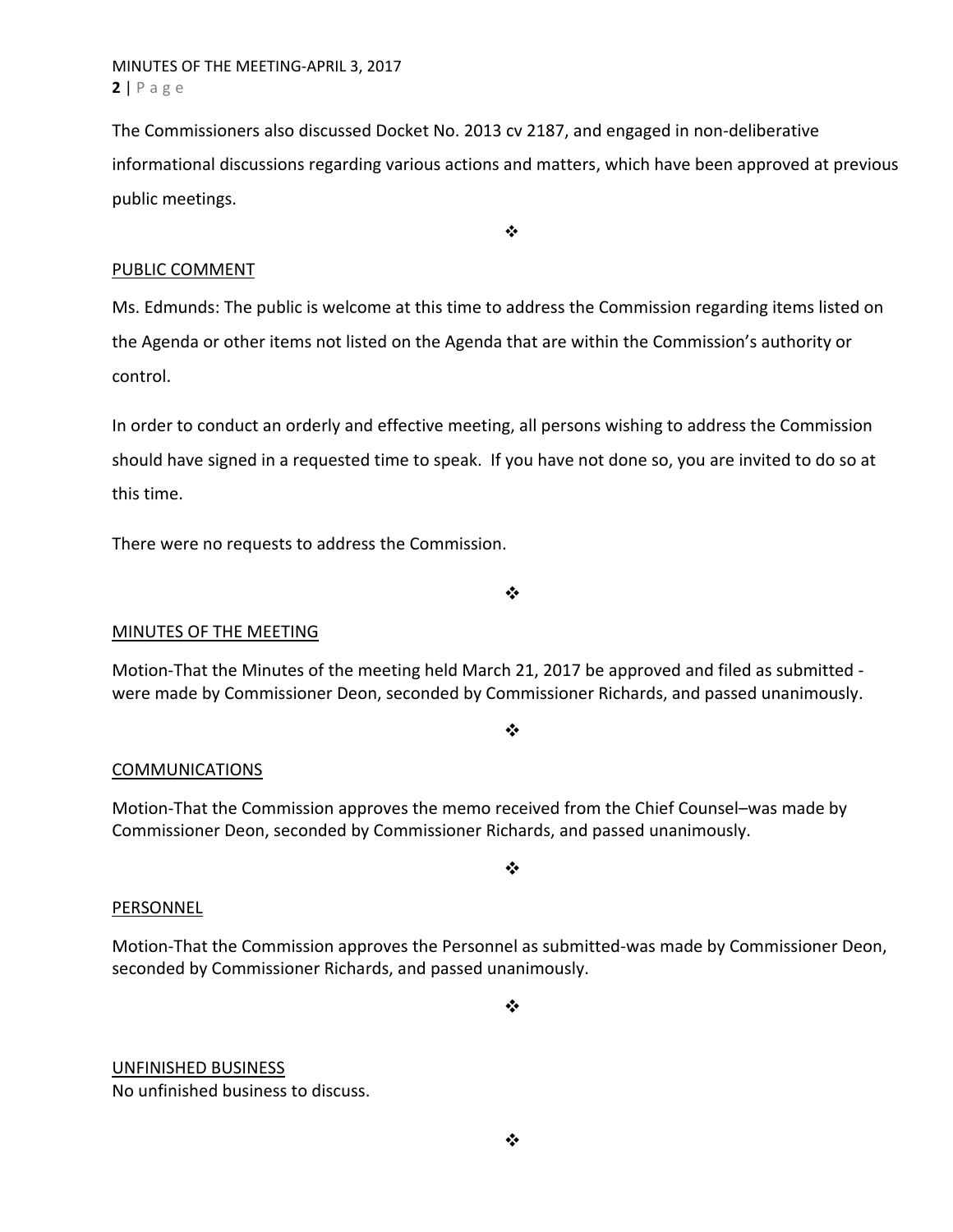The Commissioners also discussed Docket No. 2013 cv 2187, and engaged in non-deliberative informational discussions regarding various actions and matters, which have been approved at previous public meetings.

❖

PUBLIC COMMENT

Ms. Edmunds: The public is welcome at this time to address the Commission regarding items listed on the Agenda or other items not listed on the Agenda that are within the Commission's authority or control.

In order to conduct an orderly and effective meeting, all persons wishing to address the Commission should have signed in a requested time to speak. If you have not done so, you are invited to do so at this time.

There were no requests to address the Commission.

❖

MINUTES OF THE MEETING

Motion-That the Minutes of the meeting held March 21, 2017 be approved and filed as submitted - were made by Commissioner Deon, seconded by Commissioner Richards, and passed unanimously.

❖

COMMUNICATIONS

Motion-That the Commission approves the memo received from the Chief Counsel–was made by Commissioner Deon, seconded by Commissioner Richards, and passed unanimously.

❖

PERSONNEL

Motion-That the Commission approves the Personnel as submitted-was made by Commissioner Deon, seconded by Commissioner Richards, and passed unanimously.

❖

UNFINISHED BUSINESS

No unfinished business to discuss.

❖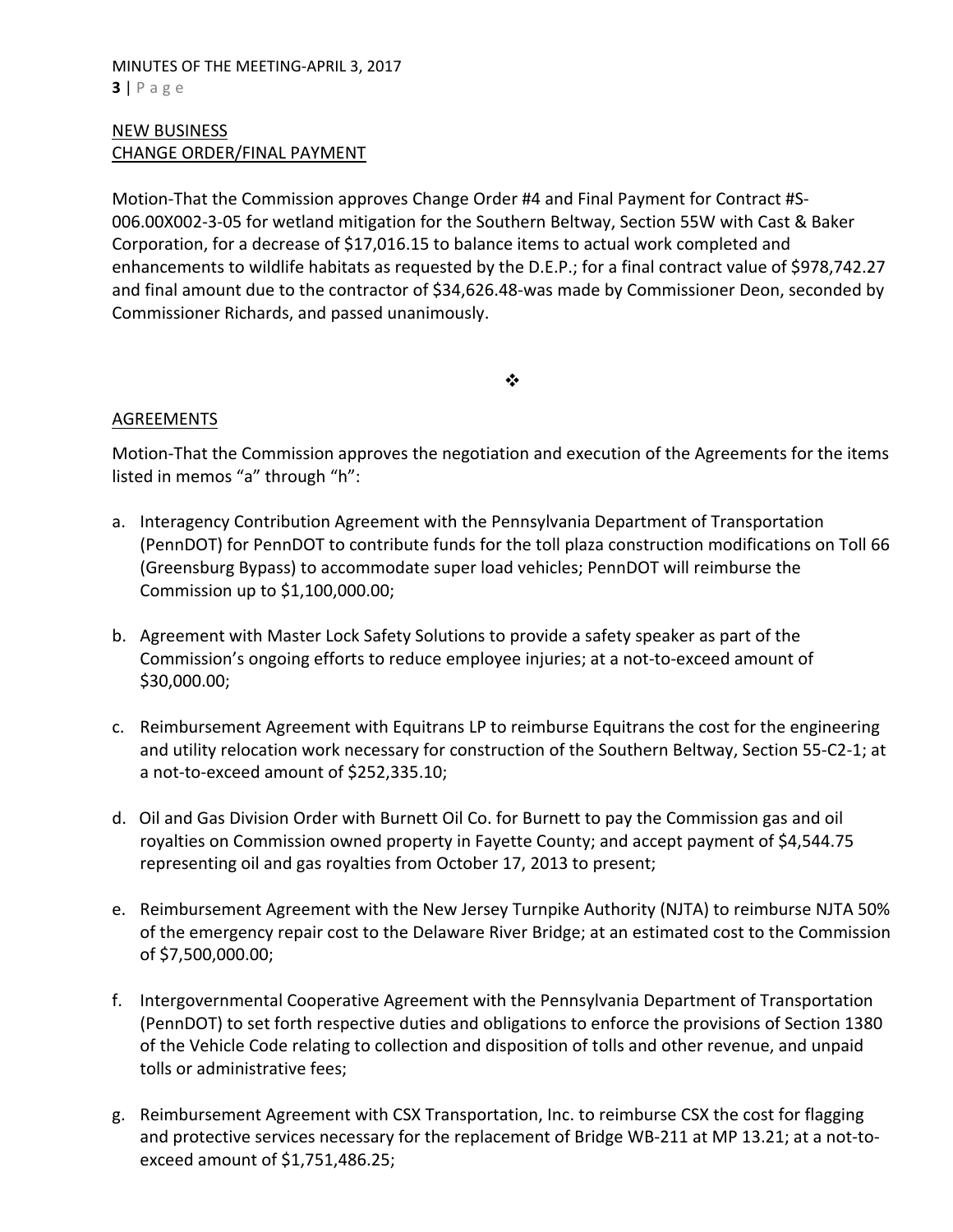NEW BUSINESS
CHANGE ORDER/FINAL PAYMENT

Motion-That the Commission approves Change Order #4 and Final Payment for Contract #S-006.00X002-3-05 for wetland mitigation for the Southern Beltway, Section 55W with Cast & Baker Corporation, for a decrease of $17,016.15 to balance items to actual work completed and enhancements to wildlife habitats as requested by the D.E.P.; for a final contract value of $978,742.27 and final amount due to the contractor of $34,626.48-was made by Commissioner Deon, seconded by Commissioner Richards, and passed unanimously.

❖

AGREEMENTS

Motion-That the Commission approves the negotiation and execution of the Agreements for the items listed in memos "a" through "h":

a. Interagency Contribution Agreement with the Pennsylvania Department of Transportation (PennDOT) for PennDOT to contribute funds for the toll plaza construction modifications on Toll 66 (Greensburg Bypass) to accommodate super load vehicles; PennDOT will reimburse the Commission up to $1,100,000.00;

b. Agreement with Master Lock Safety Solutions to provide a safety speaker as part of the Commission's ongoing efforts to reduce employee injuries; at a not-to-exceed amount of $30,000.00;

c. Reimbursement Agreement with Equitrans LP to reimburse Equitrans the cost for the engineering and utility relocation work necessary for construction of the Southern Beltway, Section 55-C2-1; at a not-to-exceed amount of $252,335.10;

d. Oil and Gas Division Order with Burnett Oil Co. for Burnett to pay the Commission gas and oil royalties on Commission owned property in Fayette County; and accept payment of $4,544.75 representing oil and gas royalties from October 17, 2013 to present;

e. Reimbursement Agreement with the New Jersey Turnpike Authority (NJTA) to reimburse NJTA 50% of the emergency repair cost to the Delaware River Bridge; at an estimated cost to the Commission of $7,500,000.00;

f. Intergovernmental Cooperative Agreement with the Pennsylvania Department of Transportation (PennDOT) to set forth respective duties and obligations to enforce the provisions of Section 1380 of the Vehicle Code relating to collection and disposition of tolls and other revenue, and unpaid tolls or administrative fees;

g. Reimbursement Agreement with CSX Transportation, Inc. to reimburse CSX the cost for flagging and protective services necessary for the replacement of Bridge WB-211 at MP 13.21; at a not-to-exceed amount of $1,751,486.25;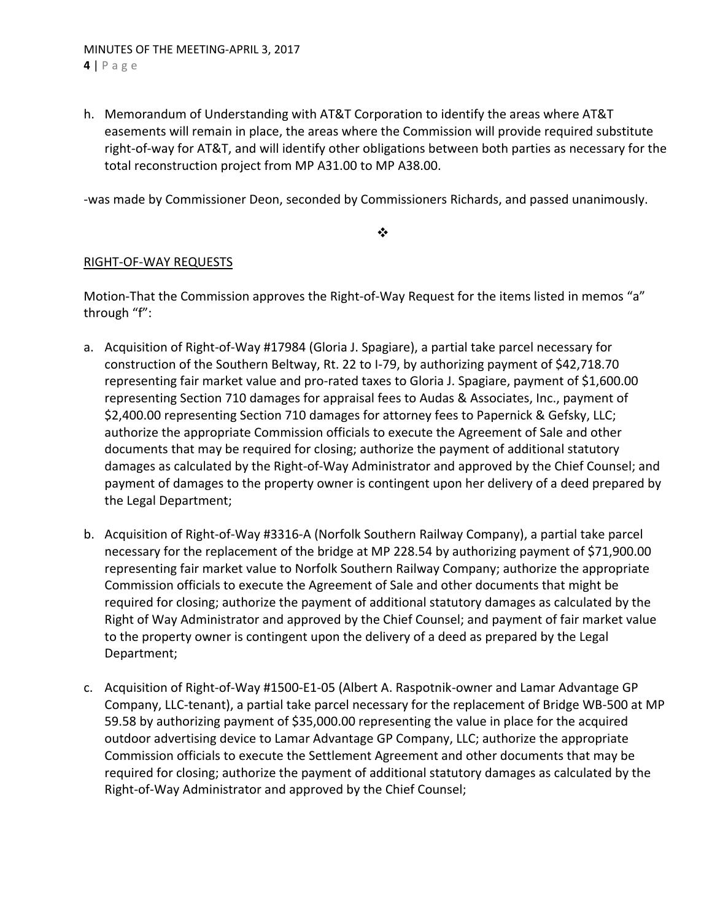h. Memorandum of Understanding with AT&T Corporation to identify the areas where AT&T easements will remain in place, the areas where the Commission will provide required substitute right-of-way for AT&T, and will identify other obligations between both parties as necessary for the total reconstruction project from MP A31.00 to MP A38.00.

-was made by Commissioner Deon, seconded by Commissioners Richards, and passed unanimously.

❖

RIGHT-OF-WAY REQUESTS

Motion-That the Commission approves the Right-of-Way Request for the items listed in memos "a" through "f":

a. Acquisition of Right-of-Way #17984 (Gloria J. Spagiare), a partial take parcel necessary for construction of the Southern Beltway, Rt. 22 to I-79, by authorizing payment of $42,718.70 representing fair market value and pro-rated taxes to Gloria J. Spagiare, payment of $1,600.00 representing Section 710 damages for appraisal fees to Audas & Associates, Inc., payment of $2,400.00 representing Section 710 damages for attorney fees to Papernick & Gefsky, LLC; authorize the appropriate Commission officials to execute the Agreement of Sale and other documents that may be required for closing; authorize the payment of additional statutory damages as calculated by the Right-of-Way Administrator and approved by the Chief Counsel; and payment of damages to the property owner is contingent upon her delivery of a deed prepared by the Legal Department;

b. Acquisition of Right-of-Way #3316-A (Norfolk Southern Railway Company), a partial take parcel necessary for the replacement of the bridge at MP 228.54 by authorizing payment of $71,900.00 representing fair market value to Norfolk Southern Railway Company; authorize the appropriate Commission officials to execute the Agreement of Sale and other documents that might be required for closing; authorize the payment of additional statutory damages as calculated by the Right of Way Administrator and approved by the Chief Counsel; and payment of fair market value to the property owner is contingent upon the delivery of a deed as prepared by the Legal Department;

c. Acquisition of Right-of-Way #1500-E1-05 (Albert A. Raspotnik-owner and Lamar Advantage GP Company, LLC-tenant), a partial take parcel necessary for the replacement of Bridge WB-500 at MP 59.58 by authorizing payment of $35,000.00 representing the value in place for the acquired outdoor advertising device to Lamar Advantage GP Company, LLC; authorize the appropriate Commission officials to execute the Settlement Agreement and other documents that may be required for closing; authorize the payment of additional statutory damages as calculated by the Right-of-Way Administrator and approved by the Chief Counsel;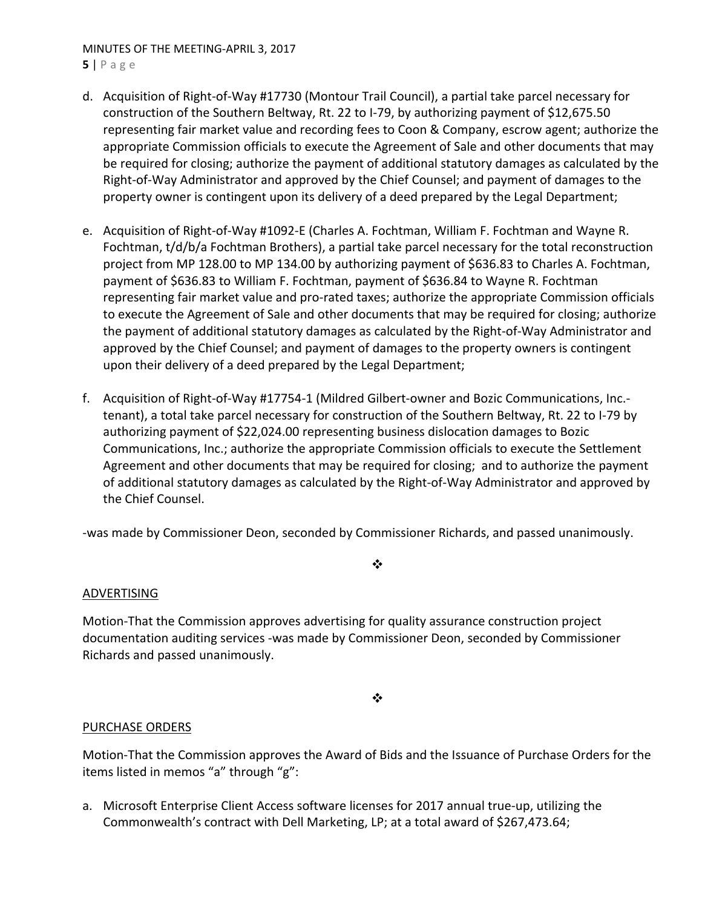d. Acquisition of Right-of-Way #17730 (Montour Trail Council), a partial take parcel necessary for construction of the Southern Beltway, Rt. 22 to I-79, by authorizing payment of $12,675.50 representing fair market value and recording fees to Coon & Company, escrow agent; authorize the appropriate Commission officials to execute the Agreement of Sale and other documents that may be required for closing; authorize the payment of additional statutory damages as calculated by the Right-of-Way Administrator and approved by the Chief Counsel; and payment of damages to the property owner is contingent upon its delivery of a deed prepared by the Legal Department;

e. Acquisition of Right-of-Way #1092-E (Charles A. Fochtman, William F. Fochtman and Wayne R. Fochtman, t/d/b/a Fochtman Brothers), a partial take parcel necessary for the total reconstruction project from MP 128.00 to MP 134.00 by authorizing payment of $636.83 to Charles A. Fochtman, payment of $636.83 to William F. Fochtman, payment of $636.84 to Wayne R. Fochtman representing fair market value and pro-rated taxes; authorize the appropriate Commission officials to execute the Agreement of Sale and other documents that may be required for closing; authorize the payment of additional statutory damages as calculated by the Right-of-Way Administrator and approved by the Chief Counsel; and payment of damages to the property owners is contingent upon their delivery of a deed prepared by the Legal Department;

f. Acquisition of Right-of-Way #17754-1 (Mildred Gilbert-owner and Bozic Communications, Inc.-tenant), a total take parcel necessary for construction of the Southern Beltway, Rt. 22 to I-79 by authorizing payment of $22,024.00 representing business dislocation damages to Bozic Communications, Inc.; authorize the appropriate Commission officials to execute the Settlement Agreement and other documents that may be required for closing; and to authorize the payment of additional statutory damages as calculated by the Right-of-Way Administrator and approved by the Chief Counsel.

-was made by Commissioner Deon, seconded by Commissioner Richards, and passed unanimously.

❖

ADVERTISING

Motion-That the Commission approves advertising for quality assurance construction project documentation auditing services -was made by Commissioner Deon, seconded by Commissioner Richards and passed unanimously.

❖

PURCHASE ORDERS

Motion-That the Commission approves the Award of Bids and the Issuance of Purchase Orders for the items listed in memos "a" through "g":

a. Microsoft Enterprise Client Access software licenses for 2017 annual true-up, utilizing the Commonwealth's contract with Dell Marketing, LP; at a total award of $267,473.64;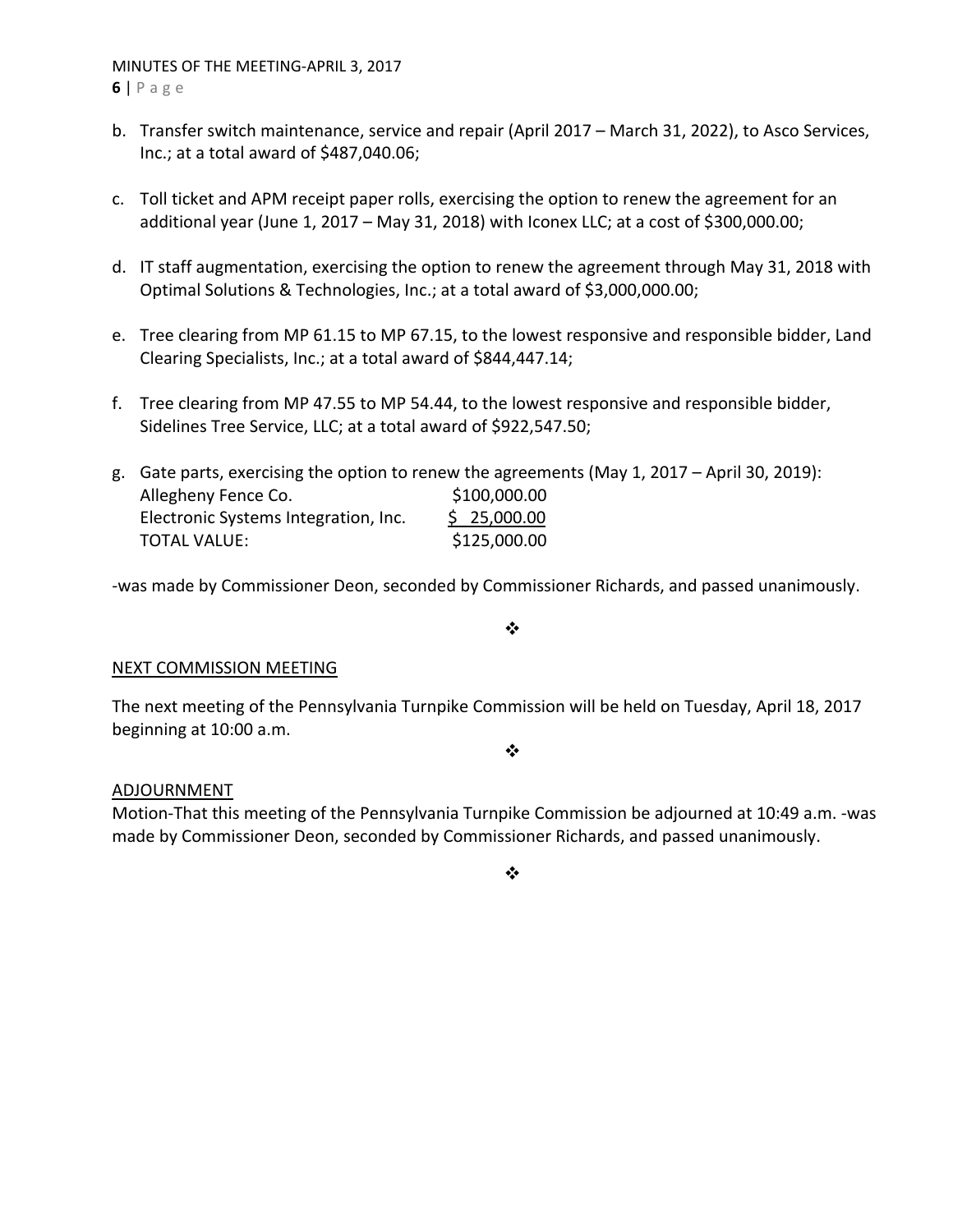b. Transfer switch maintenance, service and repair (April 2017 – March 31, 2022), to Asco Services, Inc.; at a total award of $487,040.06;

c. Toll ticket and APM receipt paper rolls, exercising the option to renew the agreement for an additional year (June 1, 2017 – May 31, 2018) with Iconex LLC; at a cost of $300,000.00;

d. IT staff augmentation, exercising the option to renew the agreement through May 31, 2018 with Optimal Solutions & Technologies, Inc.; at a total award of $3,000,000.00;

e. Tree clearing from MP 61.15 to MP 67.15, to the lowest responsive and responsible bidder, Land Clearing Specialists, Inc.; at a total award of $844,447.14;

f. Tree clearing from MP 47.55 to MP 54.44, to the lowest responsive and responsible bidder, Sidelines Tree Service, LLC; at a total award of $922,547.50;

g. Gate parts, exercising the option to renew the agreements (May 1, 2017 – April 30, 2019):

| | |
|---|---|
| Allegheny Fence Co. | $100,000.00 |
| Electronic Systems Integration, Inc. | $ 25,000.00 |
| TOTAL VALUE: | $125,000.00 |

-was made by Commissioner Deon, seconded by Commissioner Richards, and passed unanimously.

❖

## NEXT COMMISSION MEETING

The next meeting of the Pennsylvania Turnpike Commission will be held on Tuesday, April 18, 2017 beginning at 10:00 a.m.

❖

## ADJOURNMENT

Motion-That this meeting of the Pennsylvania Turnpike Commission be adjourned at 10:49 a.m. -was made by Commissioner Deon, seconded by Commissioner Richards, and passed unanimously.

❖